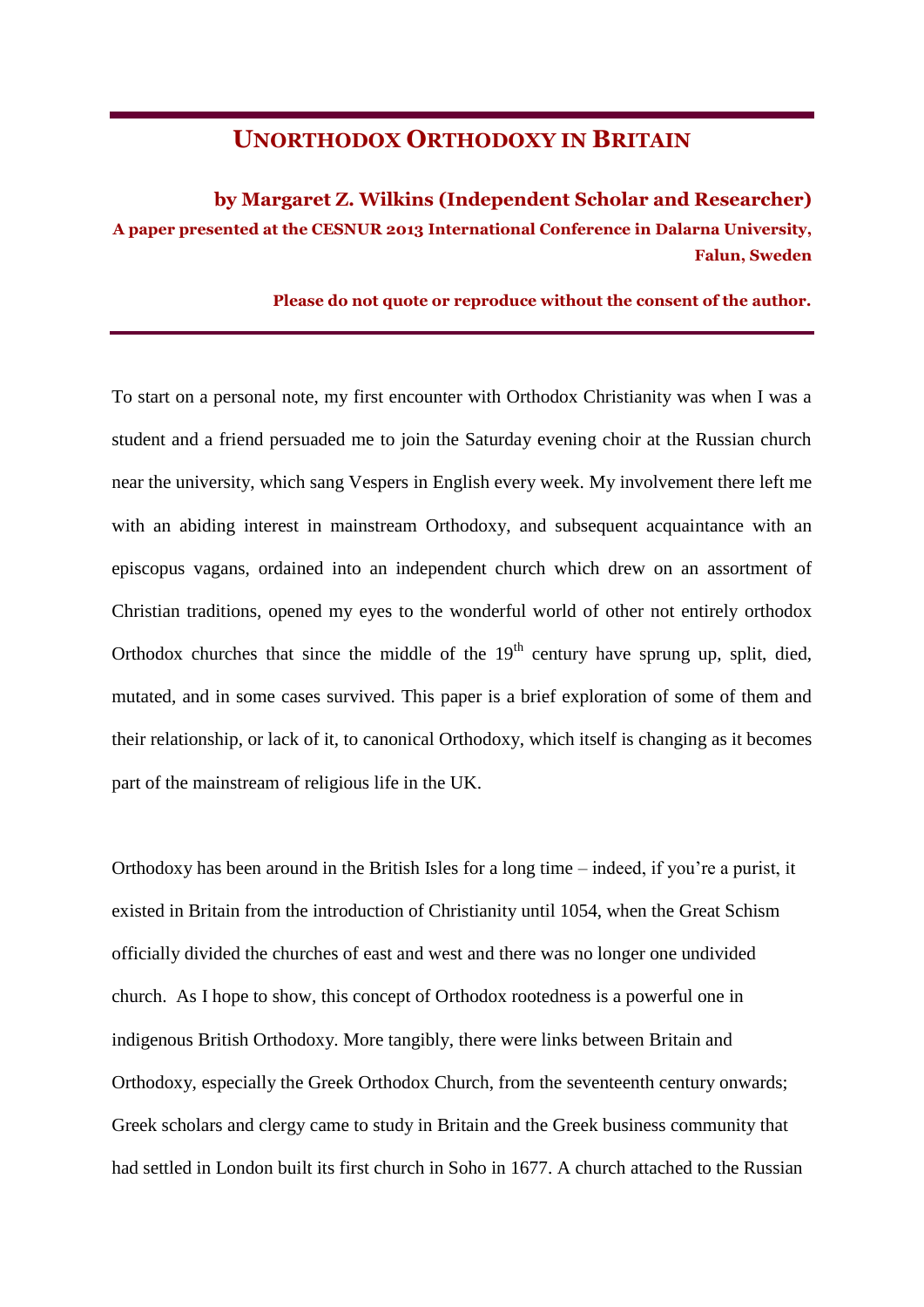# UNORTHODOX ORTHODOXY IN BRITAIN

**by Margaret Z. Wilkins (Independent Scholar and Researcher)**

**A paper presented at the CESNUR 2013 International Conference in Dalarna University, Falun, Sweden**

**Please do not quote or reproduce without the consent of the author.**

---

To start on a personal note, my first encounter with Orthodox Christianity was when I was a student and a friend persuaded me to join the Saturday evening choir at the Russian church near the university, which sang Vespers in English every week. My involvement there left me with an abiding interest in mainstream Orthodoxy, and subsequent acquaintance with an episcopus vagans, ordained into an independent church which drew on an assortment of Christian traditions, opened my eyes to the wonderful world of other not entirely orthodox Orthodox churches that since the middle of the 19th century have sprung up, split, died, mutated, and in some cases survived. This paper is a brief exploration of some of them and their relationship, or lack of it, to canonical Orthodoxy, which itself is changing as it becomes part of the mainstream of religious life in the UK.

Orthodoxy has been around in the British Isles for a long time – indeed, if you're a purist, it existed in Britain from the introduction of Christianity until 1054, when the Great Schism officially divided the churches of east and west and there was no longer one undivided church. As I hope to show, this concept of Orthodox rootedness is a powerful one in indigenous British Orthodoxy. More tangibly, there were links between Britain and Orthodoxy, especially the Greek Orthodox Church, from the seventeenth century onwards; Greek scholars and clergy came to study in Britain and the Greek business community that had settled in London built its first church in Soho in 1677. A church attached to the Russian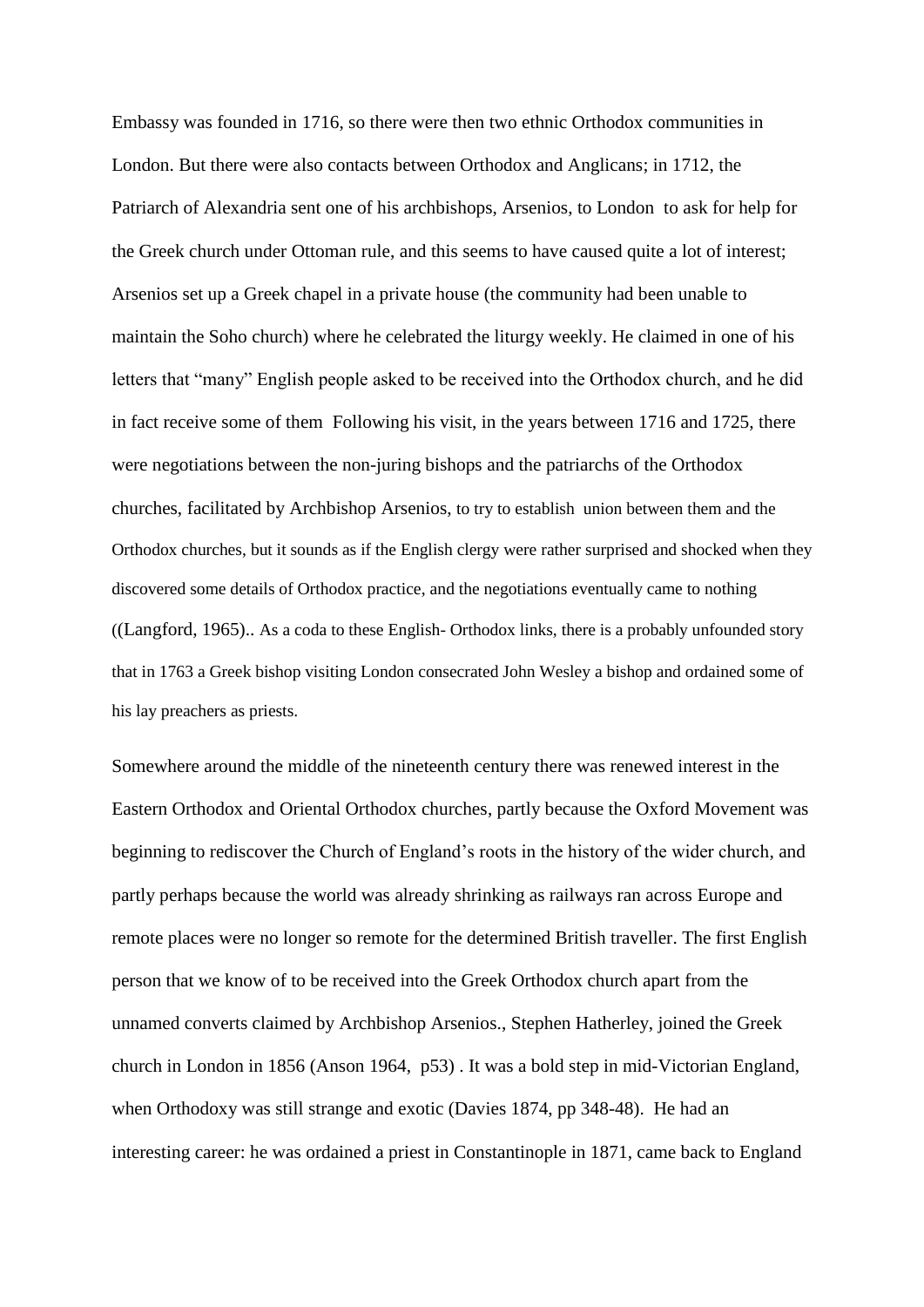Embassy was founded in 1716, so there were then two ethnic Orthodox communities in London. But there were also contacts between Orthodox and Anglicans; in 1712, the Patriarch of Alexandria sent one of his archbishops, Arsenios, to London to ask for help for the Greek church under Ottoman rule, and this seems to have caused quite a lot of interest; Arsenios set up a Greek chapel in a private house (the community had been unable to maintain the Soho church) where he celebrated the liturgy weekly. He claimed in one of his letters that "many" English people asked to be received into the Orthodox church, and he did in fact receive some of them Following his visit, in the years between 1716 and 1725, there were negotiations between the non-juring bishops and the patriarchs of the Orthodox churches, facilitated by Archbishop Arsenios, to try to establish union between them and the Orthodox churches, but it sounds as if the English clergy were rather surprised and shocked when they discovered some details of Orthodox practice, and the negotiations eventually came to nothing ((Langford, 1965).. As a coda to these English- Orthodox links, there is a probably unfounded story that in 1763 a Greek bishop visiting London consecrated John Wesley a bishop and ordained some of his lay preachers as priests.

Somewhere around the middle of the nineteenth century there was renewed interest in the Eastern Orthodox and Oriental Orthodox churches, partly because the Oxford Movement was beginning to rediscover the Church of England's roots in the history of the wider church, and partly perhaps because the world was already shrinking as railways ran across Europe and remote places were no longer so remote for the determined British traveller. The first English person that we know of to be received into the Greek Orthodox church apart from the unnamed converts claimed by Archbishop Arsenios., Stephen Hatherley, joined the Greek church in London in 1856 (Anson 1964, p53) . It was a bold step in mid-Victorian England, when Orthodoxy was still strange and exotic (Davies 1874, pp 348-48). He had an interesting career: he was ordained a priest in Constantinople in 1871, came back to England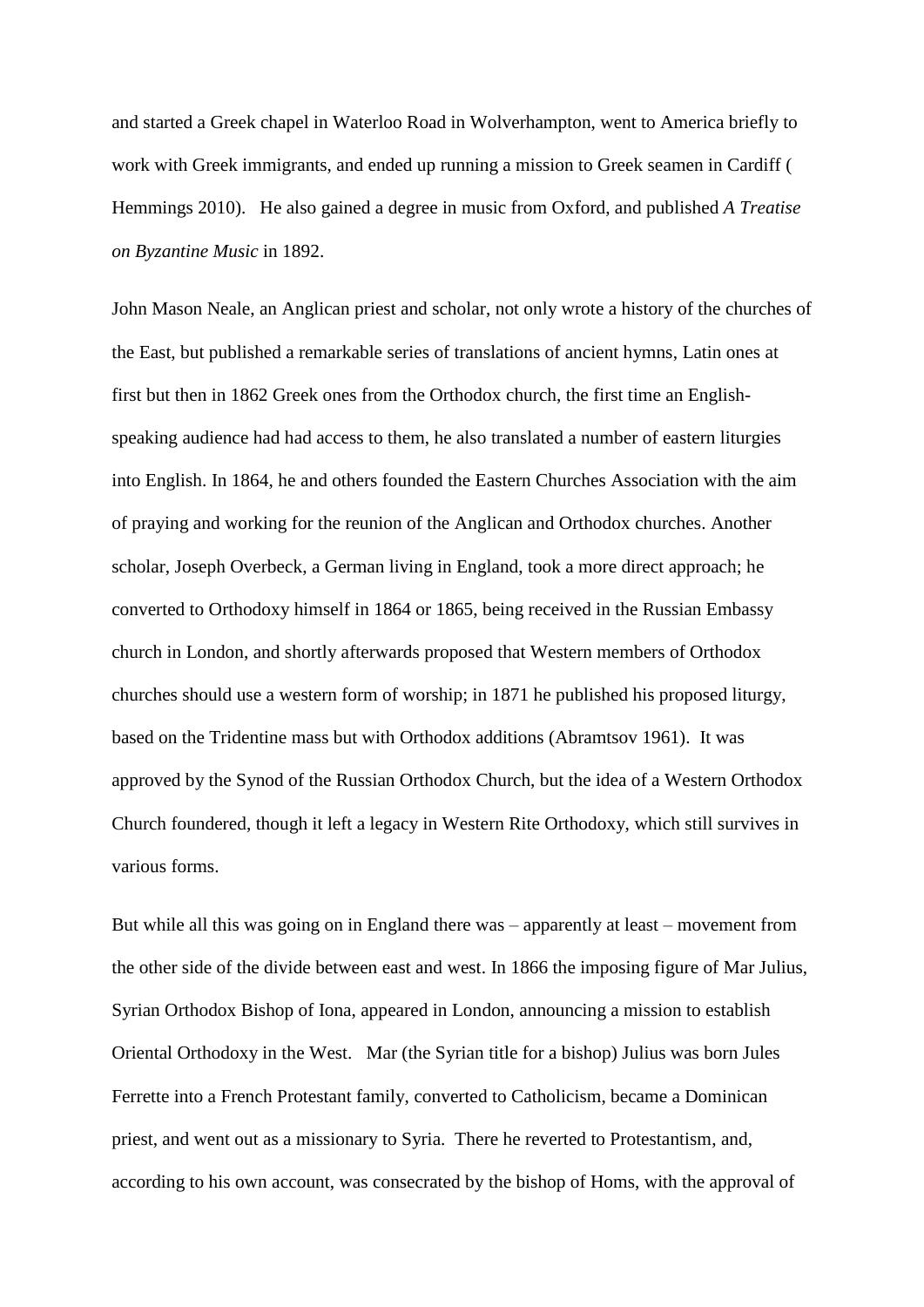and started a Greek chapel in Waterloo Road in Wolverhampton, went to America briefly to work with Greek immigrants, and ended up running a mission to Greek seamen in Cardiff ( Hemmings 2010). He also gained a degree in music from Oxford, and published *A Treatise on Byzantine Music* in 1892.

John Mason Neale, an Anglican priest and scholar, not only wrote a history of the churches of the East, but published a remarkable series of translations of ancient hymns, Latin ones at first but then in 1862 Greek ones from the Orthodox church, the first time an English-speaking audience had had access to them, he also translated a number of eastern liturgies into English. In 1864, he and others founded the Eastern Churches Association with the aim of praying and working for the reunion of the Anglican and Orthodox churches. Another scholar, Joseph Overbeck, a German living in England, took a more direct approach; he converted to Orthodoxy himself in 1864 or 1865, being received in the Russian Embassy church in London, and shortly afterwards proposed that Western members of Orthodox churches should use a western form of worship; in 1871 he published his proposed liturgy, based on the Tridentine mass but with Orthodox additions (Abramtsov 1961). It was approved by the Synod of the Russian Orthodox Church, but the idea of a Western Orthodox Church foundered, though it left a legacy in Western Rite Orthodoxy, which still survives in various forms.

But while all this was going on in England there was – apparently at least – movement from the other side of the divide between east and west. In 1866 the imposing figure of Mar Julius, Syrian Orthodox Bishop of Iona, appeared in London, announcing a mission to establish Oriental Orthodoxy in the West. Mar (the Syrian title for a bishop) Julius was born Jules Ferrette into a French Protestant family, converted to Catholicism, became a Dominican priest, and went out as a missionary to Syria. There he reverted to Protestantism, and, according to his own account, was consecrated by the bishop of Homs, with the approval of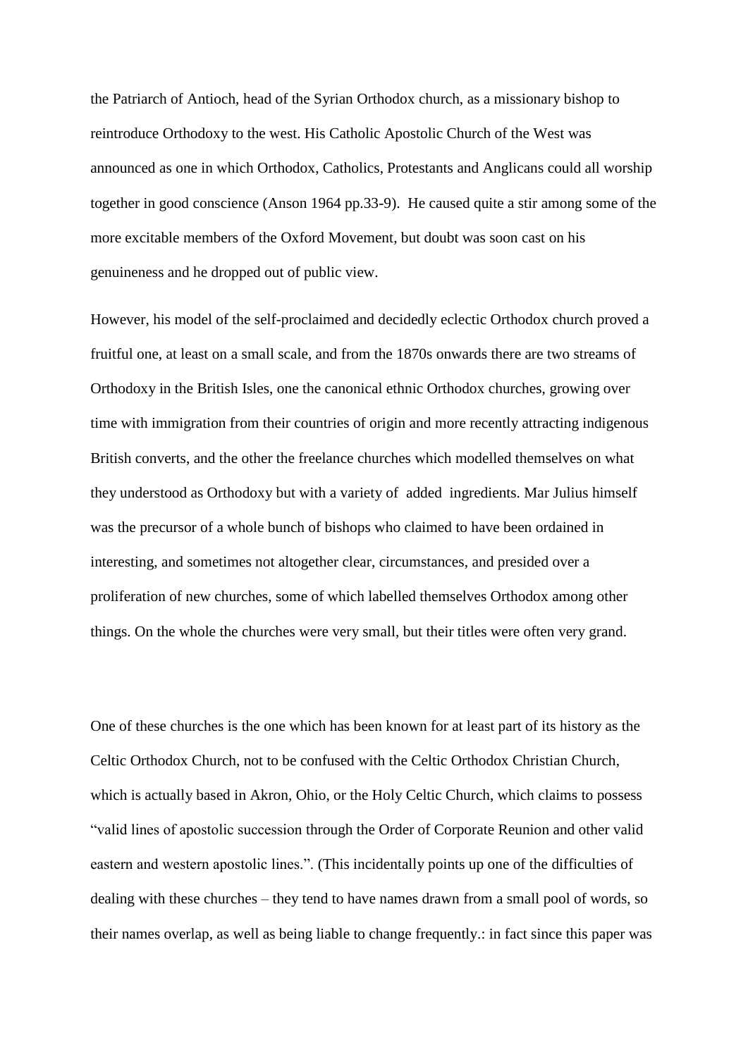the Patriarch of Antioch, head of the Syrian Orthodox church, as a missionary bishop to reintroduce Orthodoxy to the west. His Catholic Apostolic Church of the West was announced as one in which Orthodox, Catholics, Protestants and Anglicans could all worship together in good conscience (Anson 1964 pp.33-9). He caused quite a stir among some of the more excitable members of the Oxford Movement, but doubt was soon cast on his genuineness and he dropped out of public view.

However, his model of the self-proclaimed and decidedly eclectic Orthodox church proved a fruitful one, at least on a small scale, and from the 1870s onwards there are two streams of Orthodoxy in the British Isles, one the canonical ethnic Orthodox churches, growing over time with immigration from their countries of origin and more recently attracting indigenous British converts, and the other the freelance churches which modelled themselves on what they understood as Orthodoxy but with a variety of added ingredients. Mar Julius himself was the precursor of a whole bunch of bishops who claimed to have been ordained in interesting, and sometimes not altogether clear, circumstances, and presided over a proliferation of new churches, some of which labelled themselves Orthodox among other things. On the whole the churches were very small, but their titles were often very grand.

One of these churches is the one which has been known for at least part of its history as the Celtic Orthodox Church, not to be confused with the Celtic Orthodox Christian Church, which is actually based in Akron, Ohio, or the Holy Celtic Church, which claims to possess "valid lines of apostolic succession through the Order of Corporate Reunion and other valid eastern and western apostolic lines.". (This incidentally points up one of the difficulties of dealing with these churches – they tend to have names drawn from a small pool of words, so their names overlap, as well as being liable to change frequently.: in fact since this paper was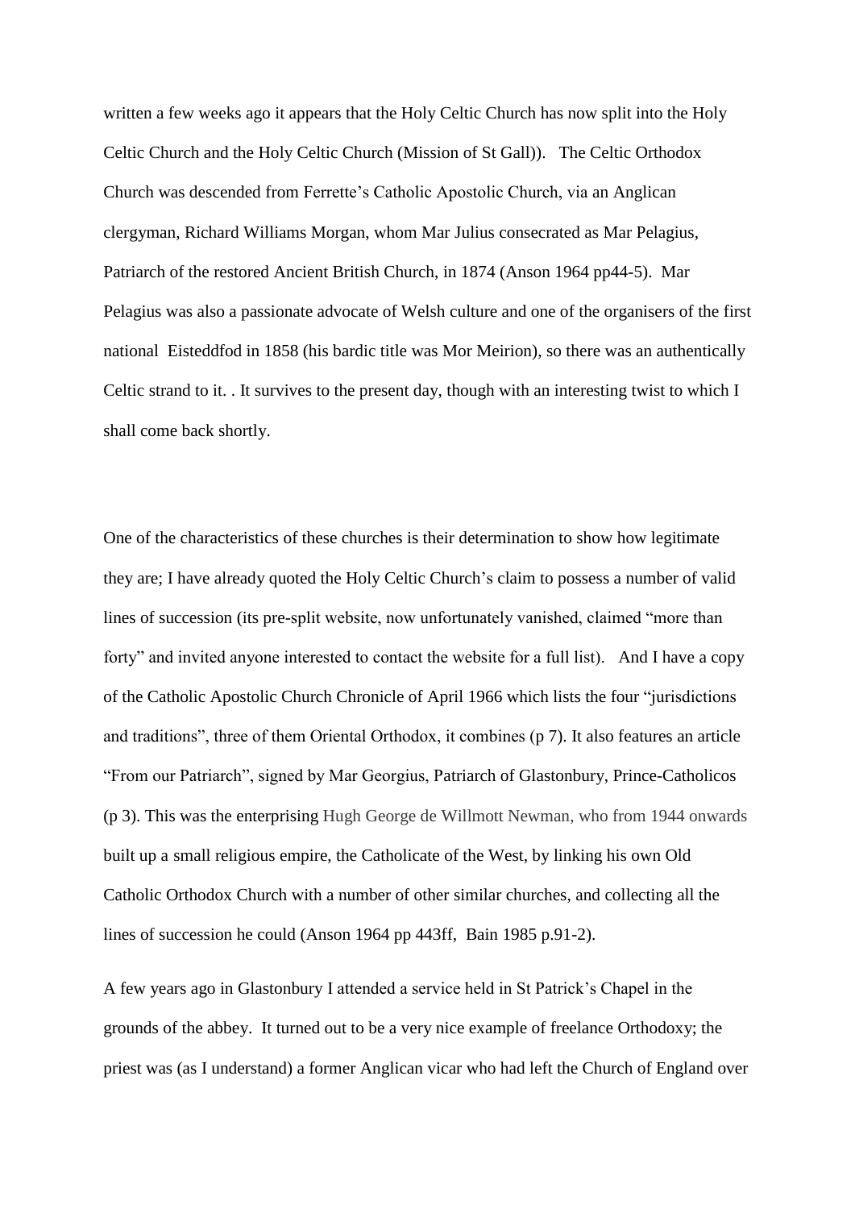written a few weeks ago it appears that the Holy Celtic Church has now split into the Holy Celtic Church and the Holy Celtic Church (Mission of St Gall)). The Celtic Orthodox Church was descended from Ferrette's Catholic Apostolic Church, via an Anglican clergyman, Richard Williams Morgan, whom Mar Julius consecrated as Mar Pelagius, Patriarch of the restored Ancient British Church, in 1874 (Anson 1964 pp44-5). Mar Pelagius was also a passionate advocate of Welsh culture and one of the organisers of the first national Eisteddfod in 1858 (his bardic title was Mor Meirion), so there was an authentically Celtic strand to it. . It survives to the present day, though with an interesting twist to which I shall come back shortly.

One of the characteristics of these churches is their determination to show how legitimate they are; I have already quoted the Holy Celtic Church's claim to possess a number of valid lines of succession (its pre-split website, now unfortunately vanished, claimed "more than forty" and invited anyone interested to contact the website for a full list). And I have a copy of the Catholic Apostolic Church Chronicle of April 1966 which lists the four "jurisdictions and traditions", three of them Oriental Orthodox, it combines (p 7). It also features an article "From our Patriarch", signed by Mar Georgius, Patriarch of Glastonbury, Prince-Catholicos (p 3). This was the enterprising Hugh George de Willmott Newman, who from 1944 onwards built up a small religious empire, the Catholicate of the West, by linking his own Old Catholic Orthodox Church with a number of other similar churches, and collecting all the lines of succession he could (Anson 1964 pp 443ff, Bain 1985 p.91-2).

A few years ago in Glastonbury I attended a service held in St Patrick's Chapel in the grounds of the abbey. It turned out to be a very nice example of freelance Orthodoxy; the priest was (as I understand) a former Anglican vicar who had left the Church of England over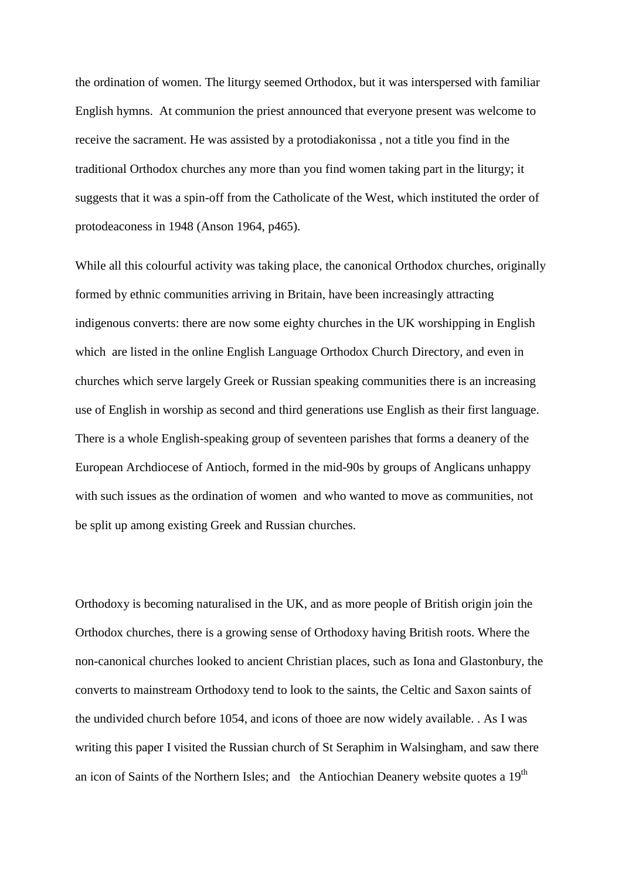the ordination of women. The liturgy seemed Orthodox, but it was interspersed with familiar English hymns. At communion the priest announced that everyone present was welcome to receive the sacrament. He was assisted by a protodiakonissa , not a title you find in the traditional Orthodox churches any more than you find women taking part in the liturgy; it suggests that it was a spin-off from the Catholicate of the West, which instituted the order of protodeaconess in 1948 (Anson 1964, p465).

While all this colourful activity was taking place, the canonical Orthodox churches, originally formed by ethnic communities arriving in Britain, have been increasingly attracting indigenous converts: there are now some eighty churches in the UK worshipping in English which are listed in the online English Language Orthodox Church Directory, and even in churches which serve largely Greek or Russian speaking communities there is an increasing use of English in worship as second and third generations use English as their first language. There is a whole English-speaking group of seventeen parishes that forms a deanery of the European Archdiocese of Antioch, formed in the mid-90s by groups of Anglicans unhappy with such issues as the ordination of women and who wanted to move as communities, not be split up among existing Greek and Russian churches.

Orthodoxy is becoming naturalised in the UK, and as more people of British origin join the Orthodox churches, there is a growing sense of Orthodoxy having British roots. Where the non-canonical churches looked to ancient Christian places, such as Iona and Glastonbury, the converts to mainstream Orthodoxy tend to look to the saints, the Celtic and Saxon saints of the undivided church before 1054, and icons of thoee are now widely available. . As I was writing this paper I visited the Russian church of St Seraphim in Walsingham, and saw there an icon of Saints of the Northern Isles; and the Antiochian Deanery website quotes a 19th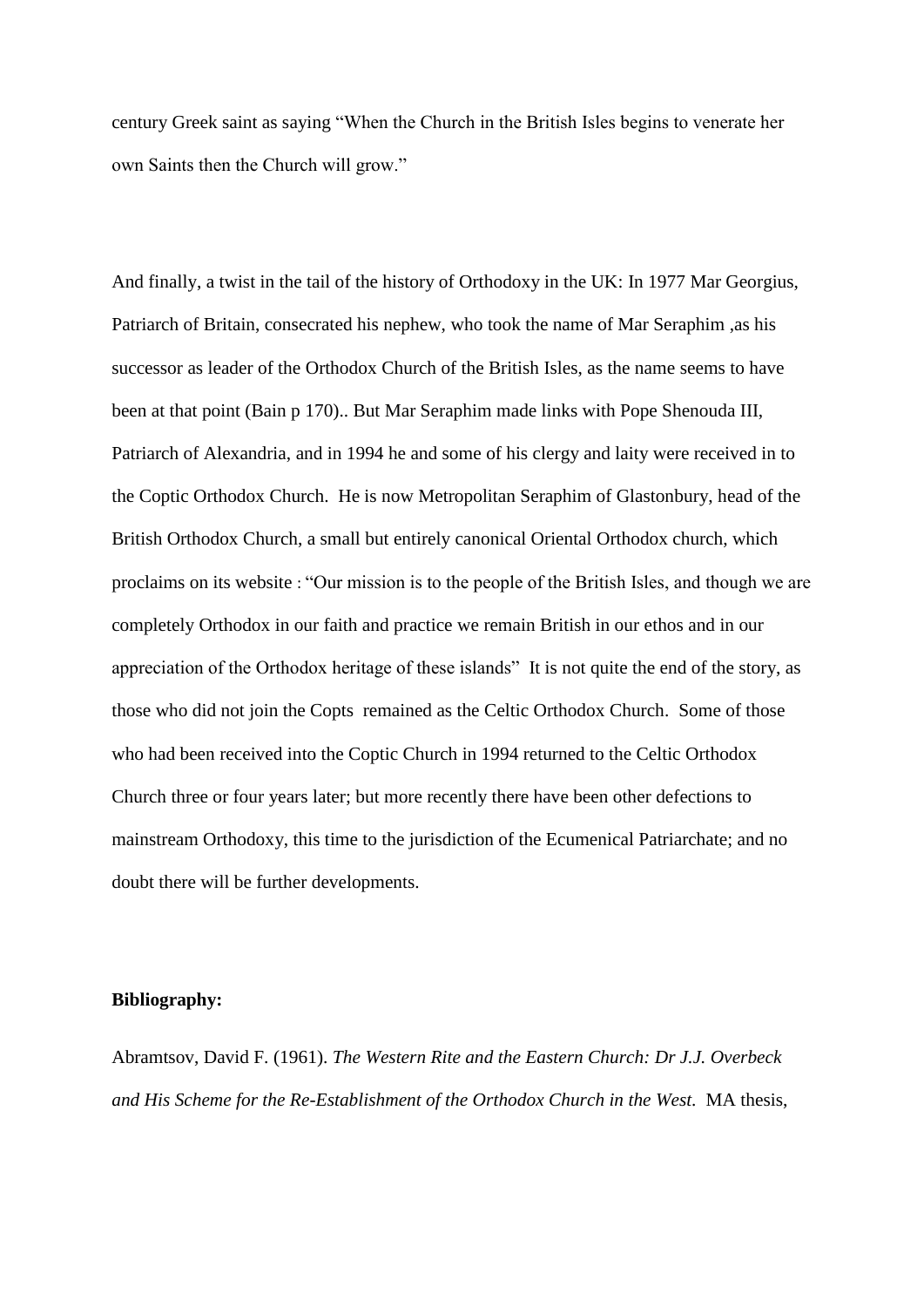century Greek saint as saying "When the Church in the British Isles begins to venerate her own Saints then the Church will grow."

And finally, a twist in the tail of the history of Orthodoxy in the UK: In 1977 Mar Georgius, Patriarch of Britain, consecrated his nephew, who took the name of Mar Seraphim ,as his successor as leader of the Orthodox Church of the British Isles, as the name seems to have been at that point (Bain p 170).. But Mar Seraphim made links with Pope Shenouda III, Patriarch of Alexandria, and in 1994 he and some of his clergy and laity were received in to the Coptic Orthodox Church. He is now Metropolitan Seraphim of Glastonbury, head of the British Orthodox Church, a small but entirely canonical Oriental Orthodox church, which proclaims on its website : "Our mission is to the people of the British Isles, and though we are completely Orthodox in our faith and practice we remain British in our ethos and in our appreciation of the Orthodox heritage of these islands" It is not quite the end of the story, as those who did not join the Copts remained as the Celtic Orthodox Church. Some of those who had been received into the Coptic Church in 1994 returned to the Celtic Orthodox Church three or four years later; but more recently there have been other defections to mainstream Orthodoxy, this time to the jurisdiction of the Ecumenical Patriarchate; and no doubt there will be further developments.

**Bibliography:**

Abramtsov, David F. (1961). *The Western Rite and the Eastern Church: Dr J.J. Overbeck and His Scheme for the Re-Establishment of the Orthodox Church in the West.* MA thesis,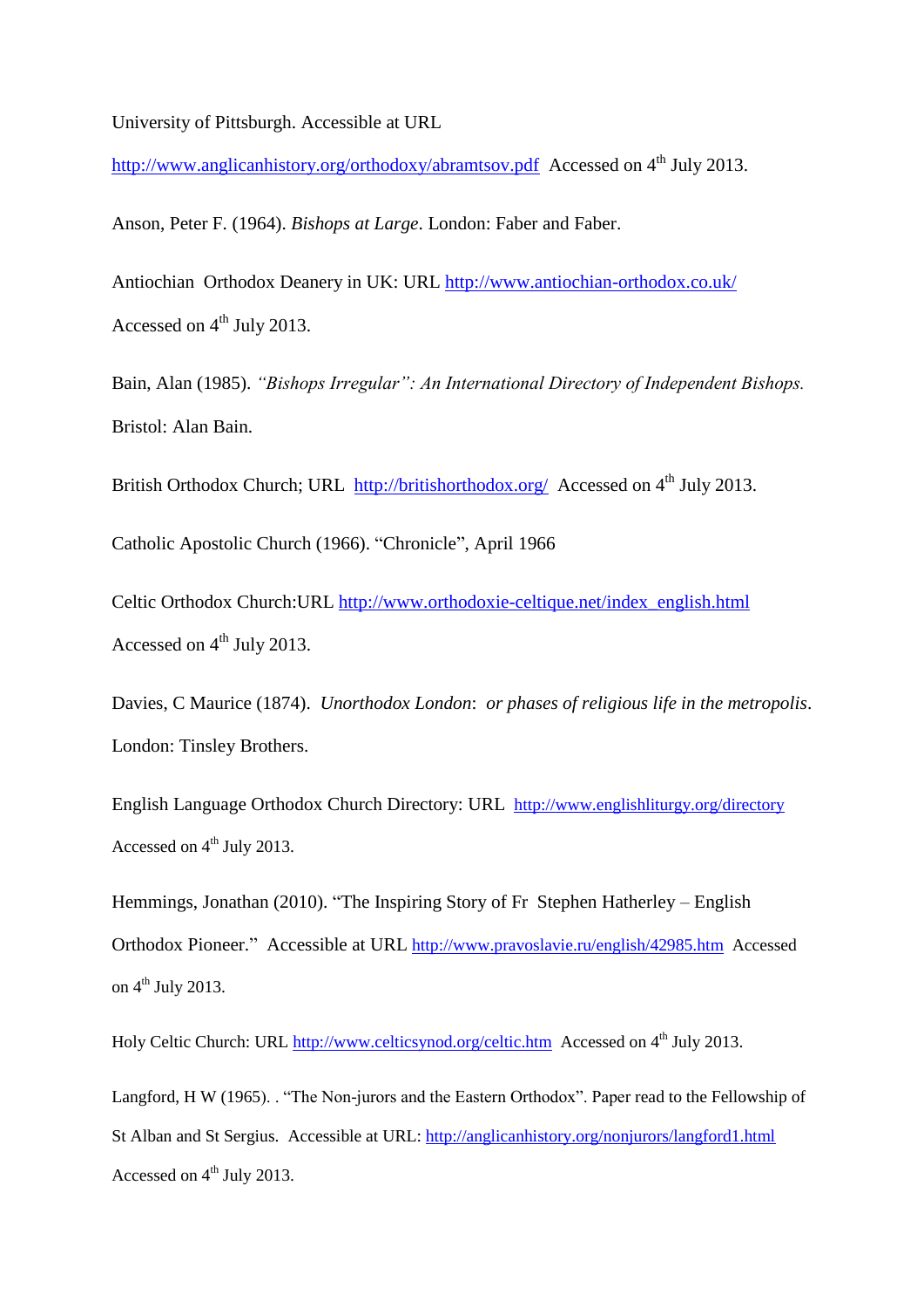University of Pittsburgh. Accessible at URL http://www.anglicanhistory.org/orthodoxy/abramtsov.pdf Accessed on 4th July 2013.

Anson, Peter F. (1964). *Bishops at Large*. London: Faber and Faber.

Antiochian Orthodox Deanery in UK: URL http://www.antiochian-orthodox.co.uk/ Accessed on 4th July 2013.

Bain, Alan (1985). *"Bishops Irregular": An International Directory of Independent Bishops.* Bristol: Alan Bain.

British Orthodox Church; URL http://britishorthodox.org/ Accessed on 4th July 2013.

Catholic Apostolic Church (1966). "Chronicle", April 1966

Celtic Orthodox Church:URL http://www.orthodoxie-celtique.net/index_english.html Accessed on 4th July 2013.

Davies, C Maurice (1874). *Unorthodox London*: *or phases of religious life in the metropolis*. London: Tinsley Brothers.

English Language Orthodox Church Directory: URL http://www.englishliturgy.org/directory Accessed on 4th July 2013.

Hemmings, Jonathan (2010). "The Inspiring Story of Fr Stephen Hatherley – English Orthodox Pioneer." Accessible at URL http://www.pravoslavie.ru/english/42985.htm Accessed on 4th July 2013.

Holy Celtic Church: URL http://www.celticsynod.org/celtic.htm Accessed on 4th July 2013.

Langford, H W (1965). . "The Non-jurors and the Eastern Orthodox". Paper read to the Fellowship of St Alban and St Sergius. Accessible at URL: http://anglicanhistory.org/nonjurors/langford1.html Accessed on 4th July 2013.